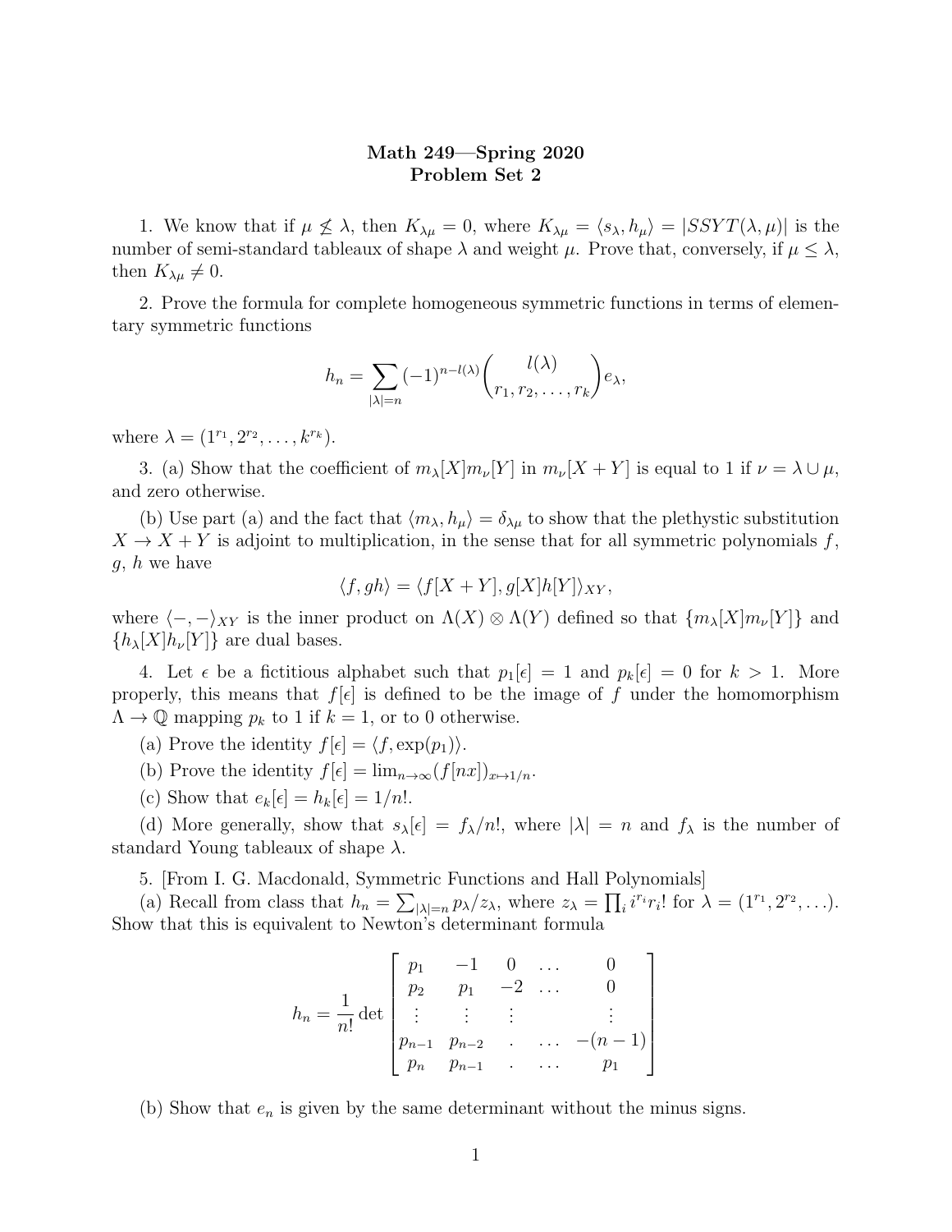**Math 249—Spring 2020**
**Problem Set 2**

1. We know that if $\mu \not\leq \lambda$, then $K_{\lambda\mu} = 0$, where $K_{\lambda\mu} = \langle s_\lambda, h_\mu \rangle = |SSYT(\lambda, \mu)|$ is the number of semi-standard tableaux of shape $\lambda$ and weight $\mu$. Prove that, conversely, if $\mu \leq \lambda$, then $K_{\lambda\mu} \neq 0$.

2. Prove the formula for complete homogeneous symmetric functions in terms of elementary symmetric functions

$$h_n = \sum_{|\lambda|=n} (-1)^{n-l(\lambda)} \binom{l(\lambda)}{r_1, r_2, \ldots, r_k} e_\lambda,$$

where $\lambda = (1^{r_1}, 2^{r_2}, \ldots, k^{r_k})$.

3. (a) Show that the coefficient of $m_\lambda[X] m_\nu[Y]$ in $m_\nu[X+Y]$ is equal to 1 if $\nu = \lambda \cup \mu$, and zero otherwise.

(b) Use part (a) and the fact that $\langle m_\lambda, h_\mu \rangle = \delta_{\lambda\mu}$ to show that the plethystic substitution $X \to X + Y$ is adjoint to multiplication, in the sense that for all symmetric polynomials $f$, $g$, $h$ we have

$$\langle f, gh \rangle = \langle f[X+Y], g[X]h[Y] \rangle_{XY},$$

where $\langle -, - \rangle_{XY}$ is the inner product on $\Lambda(X) \otimes \Lambda(Y)$ defined so that $\{m_\lambda[X] m_\nu[Y]\}$ and $\{h_\lambda[X] h_\nu[Y]\}$ are dual bases.

4. Let $\epsilon$ be a fictitious alphabet such that $p_1[\epsilon] = 1$ and $p_k[\epsilon] = 0$ for $k > 1$. More properly, this means that $f[\epsilon]$ is defined to be the image of $f$ under the homomorphism $\Lambda \to \mathbb{Q}$ mapping $p_k$ to 1 if $k = 1$, or to 0 otherwise.

(a) Prove the identity $f[\epsilon] = \langle f, \exp(p_1) \rangle$.

(b) Prove the identity $f[\epsilon] = \lim_{n\to\infty} (f[nx])_{x \mapsto 1/n}$.

(c) Show that $e_k[\epsilon] = h_k[\epsilon] = 1/n!$.

(d) More generally, show that $s_\lambda[\epsilon] = f_\lambda / n!$, where $|\lambda| = n$ and $f_\lambda$ is the number of standard Young tableaux of shape $\lambda$.

5. [From I. G. Macdonald, Symmetric Functions and Hall Polynomials]

(a) Recall from class that $h_n = \sum_{|\lambda|=n} p_\lambda / z_\lambda$, where $z_\lambda = \prod_i i^{r_i} r_i!$ for $\lambda = (1^{r_1}, 2^{r_2}, \ldots)$. Show that this is equivalent to Newton's determinant formula

$$h_n = \frac{1}{n!} \det \begin{bmatrix} p_1 & -1 & 0 & \ldots & 0 \\ p_2 & p_1 & -2 & \ldots & 0 \\ \vdots & \vdots & \vdots & & \vdots \\ p_{n-1} & p_{n-2} & . & \ldots & -(n-1) \\ p_n & p_{n-1} & . & \ldots & p_1 \end{bmatrix}$$

(b) Show that $e_n$ is given by the same determinant without the minus signs.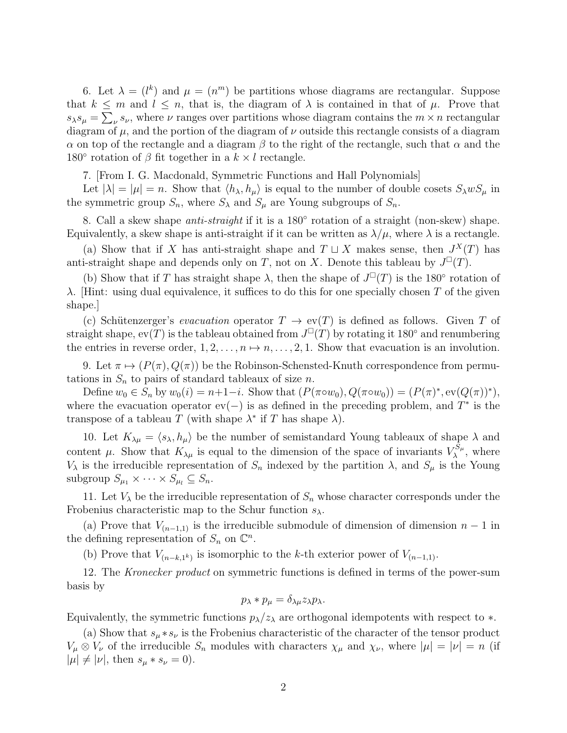6. Let $\lambda = (l^k)$ and $\mu = (n^m)$ be partitions whose diagrams are rectangular. Suppose that $k \le m$ and $l \le n$, that is, the diagram of $\lambda$ is contained in that of $\mu$. Prove that $s_\lambda s_\mu = \sum_\nu s_\nu$, where $\nu$ ranges over partitions whose diagram contains the $m \times n$ rectangular diagram of $\mu$, and the portion of the diagram of $\nu$ outside this rectangle consists of a diagram $\alpha$ on top of the rectangle and a diagram $\beta$ to the right of the rectangle, such that $\alpha$ and the $180^\circ$ rotation of $\beta$ fit together in a $k \times l$ rectangle.

7. [From I. G. Macdonald, Symmetric Functions and Hall Polynomials]

Let $|\lambda| = |\mu| = n$. Show that $\langle h_\lambda, h_\mu \rangle$ is equal to the number of double cosets $S_\lambda w S_\mu$ in the symmetric group $S_n$, where $S_\lambda$ and $S_\mu$ are Young subgroups of $S_n$.

8. Call a skew shape *anti-straight* if it is a $180^\circ$ rotation of a straight (non-skew) shape. Equivalently, a skew shape is anti-straight if it can be written as $\lambda/\mu$, where $\lambda$ is a rectangle.

(a) Show that if $X$ has anti-straight shape and $T \sqcup X$ makes sense, then $J^X(T)$ has anti-straight shape and depends only on $T$, not on $X$. Denote this tableau by $J^\square(T)$.

(b) Show that if $T$ has straight shape $\lambda$, then the shape of $J^\square(T)$ is the $180^\circ$ rotation of $\lambda$. [Hint: using dual equivalence, it suffices to do this for one specially chosen $T$ of the given shape.]

(c) Schützenzerger's *evacuation* operator $T \to \mathrm{ev}(T)$ is defined as follows. Given $T$ of straight shape, $\mathrm{ev}(T)$ is the tableau obtained from $J^\square(T)$ by rotating it $180^\circ$ and renumbering the entries in reverse order, $1, 2, \ldots, n \mapsto n, \ldots, 2, 1$. Show that evacuation is an involution.

9. Let $\pi \mapsto (P(\pi), Q(\pi))$ be the Robinson-Schensted-Knuth correspondence from permutations in $S_n$ to pairs of standard tableaux of size $n$.

Define $w_0 \in S_n$ by $w_0(i) = n+1-i$. Show that $(P(\pi \circ w_0), Q(\pi \circ w_0)) = (P(\pi)^*, \mathrm{ev}(Q(\pi))^*)$, where the evacuation operator $\mathrm{ev}(-)$ is as defined in the preceding problem, and $T^*$ is the transpose of a tableau $T$ (with shape $\lambda^*$ if $T$ has shape $\lambda$).

10. Let $K_{\lambda\mu} = \langle s_\lambda, h_\mu \rangle$ be the number of semistandard Young tableaux of shape $\lambda$ and content $\mu$. Show that $K_{\lambda\mu}$ is equal to the dimension of the space of invariants $V_\lambda^{S_\mu}$, where $V_\lambda$ is the irreducible representation of $S_n$ indexed by the partition $\lambda$, and $S_\mu$ is the Young subgroup $S_{\mu_1} \times \cdots \times S_{\mu_l} \subseteq S_n$.

11. Let $V_\lambda$ be the irreducible representation of $S_n$ whose character corresponds under the Frobenius characteristic map to the Schur function $s_\lambda$.

(a) Prove that $V_{(n-1,1)}$ is the irreducible submodule of dimension of dimension $n-1$ in the defining representation of $S_n$ on $\mathbb{C}^n$.

(b) Prove that $V_{(n-k,1^k)}$ is isomorphic to the $k$-th exterior power of $V_{(n-1,1)}$.

12. The *Kronecker product* on symmetric functions is defined in terms of the power-sum basis by

$$p_\lambda * p_\mu = \delta_{\lambda\mu} z_\lambda p_\lambda.$$

Equivalently, the symmetric functions $p_\lambda / z_\lambda$ are orthogonal idempotents with respect to $*$.

(a) Show that $s_\mu * s_\nu$ is the Frobenius characteristic of the character of the tensor product $V_\mu \otimes V_\nu$ of the irreducible $S_n$ modules with characters $\chi_\mu$ and $\chi_\nu$, where $|\mu| = |\nu| = n$ (if $|\mu| \neq |\nu|$, then $s_\mu * s_\nu = 0$).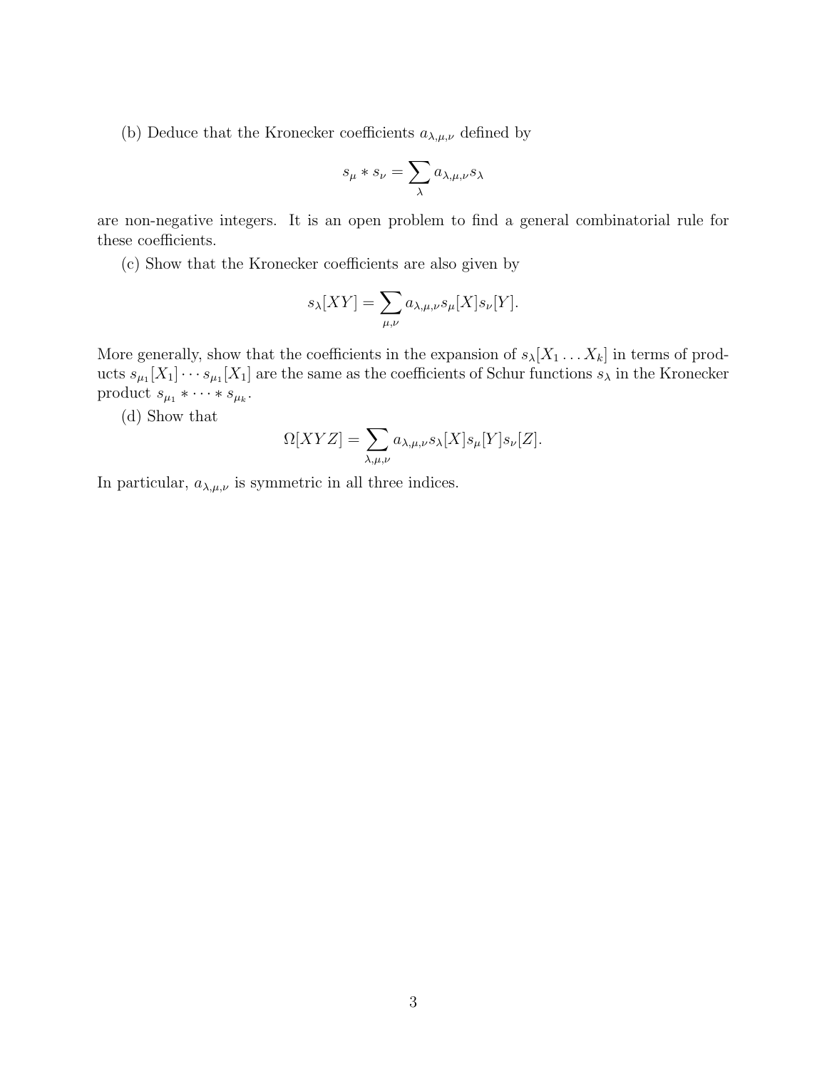(b) Deduce that the Kronecker coefficients $a_{\lambda,\mu,\nu}$ defined by

$$s_\mu * s_\nu = \sum_\lambda a_{\lambda,\mu,\nu} s_\lambda$$

are non-negative integers. It is an open problem to find a general combinatorial rule for these coefficients.

(c) Show that the Kronecker coefficients are also given by

$$s_\lambda[XY] = \sum_{\mu,\nu} a_{\lambda,\mu,\nu} s_\mu[X] s_\nu[Y].$$

More generally, show that the coefficients in the expansion of $s_\lambda[X_1 \ldots X_k]$ in terms of products $s_{\mu_1}[X_1] \cdots s_{\mu_1}[X_1]$ are the same as the coefficients of Schur functions $s_\lambda$ in the Kronecker product $s_{\mu_1} * \cdots * s_{\mu_k}$.

(d) Show that

$$\Omega[XYZ] = \sum_{\lambda,\mu,\nu} a_{\lambda,\mu,\nu} s_\lambda[X] s_\mu[Y] s_\nu[Z].$$

In particular, $a_{\lambda,\mu,\nu}$ is symmetric in all three indices.